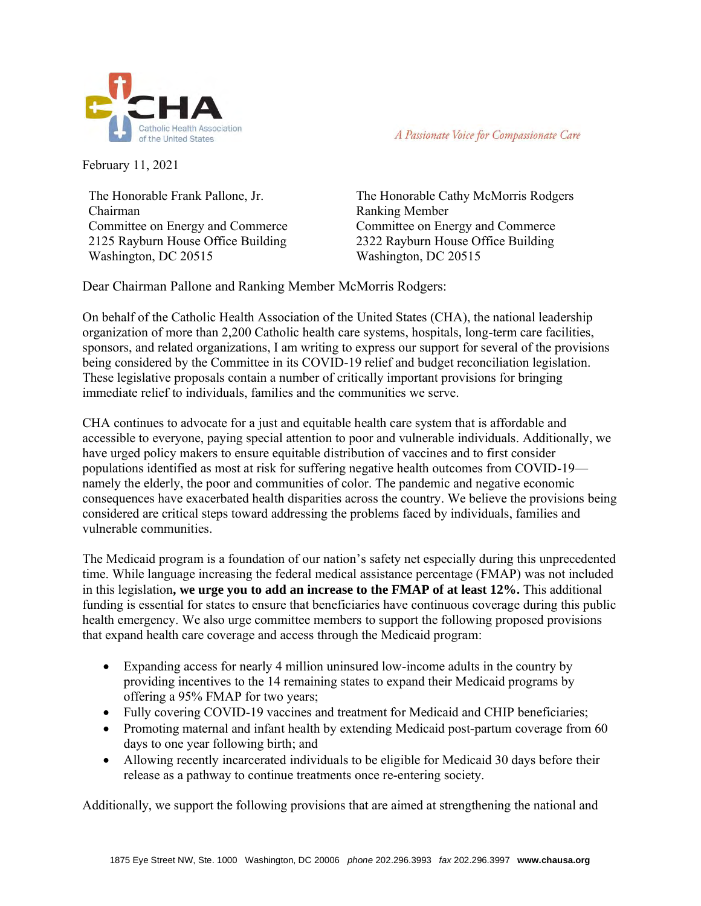Catholic Health Association of the United States

*A Passionate Voice for Compassionate Care*

February 11, 2021

The Honorable Frank Pallone, Jr.
Chairman
Committee on Energy and Commerce
2125 Rayburn House Office Building
Washington, DC 20515

The Honorable Cathy McMorris Rodgers
Ranking Member
Committee on Energy and Commerce
2322 Rayburn House Office Building
Washington, DC 20515

Dear Chairman Pallone and Ranking Member McMorris Rodgers:

On behalf of the Catholic Health Association of the United States (CHA), the national leadership organization of more than 2,200 Catholic health care systems, hospitals, long-term care facilities, sponsors, and related organizations, I am writing to express our support for several of the provisions being considered by the Committee in its COVID-19 relief and budget reconciliation legislation. These legislative proposals contain a number of critically important provisions for bringing immediate relief to individuals, families and the communities we serve.

CHA continues to advocate for a just and equitable health care system that is affordable and accessible to everyone, paying special attention to poor and vulnerable individuals. Additionally, we have urged policy makers to ensure equitable distribution of vaccines and to first consider populations identified as most at risk for suffering negative health outcomes from COVID-19—namely the elderly, the poor and communities of color. The pandemic and negative economic consequences have exacerbated health disparities across the country. We believe the provisions being considered are critical steps toward addressing the problems faced by individuals, families and vulnerable communities.

The Medicaid program is a foundation of our nation's safety net especially during this unprecedented time. While language increasing the federal medical assistance percentage (FMAP) was not included in this legislation**, we urge you to add an increase to the FMAP of at least 12%.** This additional funding is essential for states to ensure that beneficiaries have continuous coverage during this public health emergency. We also urge committee members to support the following proposed provisions that expand health care coverage and access through the Medicaid program:

- Expanding access for nearly 4 million uninsured low-income adults in the country by providing incentives to the 14 remaining states to expand their Medicaid programs by offering a 95% FMAP for two years;
- Fully covering COVID-19 vaccines and treatment for Medicaid and CHIP beneficiaries;
- Promoting maternal and infant health by extending Medicaid post-partum coverage from 60 days to one year following birth; and
- Allowing recently incarcerated individuals to be eligible for Medicaid 30 days before their release as a pathway to continue treatments once re-entering society.

Additionally, we support the following provisions that are aimed at strengthening the national and

1875 Eye Street NW, Ste. 1000 Washington, DC 20006 *phone* 202.296.3993 *fax* 202.296.3997 **www.chausa.org**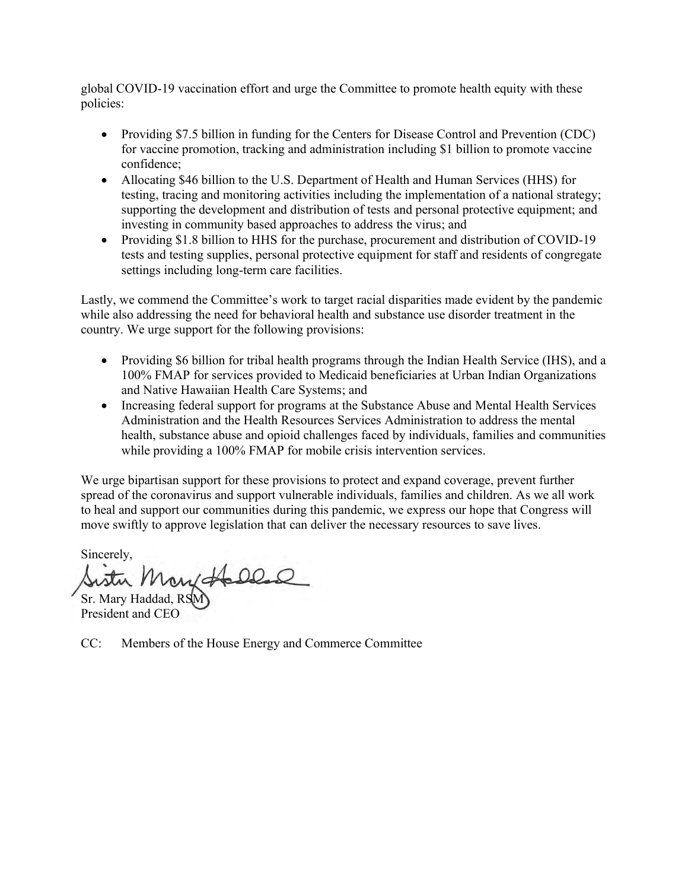global COVID-19 vaccination effort and urge the Committee to promote health equity with these policies:

- Providing $7.5 billion in funding for the Centers for Disease Control and Prevention (CDC) for vaccine promotion, tracking and administration including $1 billion to promote vaccine confidence;
- Allocating $46 billion to the U.S. Department of Health and Human Services (HHS) for testing, tracing and monitoring activities including the implementation of a national strategy; supporting the development and distribution of tests and personal protective equipment; and investing in community based approaches to address the virus; and
- Providing $1.8 billion to HHS for the purchase, procurement and distribution of COVID-19 tests and testing supplies, personal protective equipment for staff and residents of congregate settings including long-term care facilities.

Lastly, we commend the Committee's work to target racial disparities made evident by the pandemic while also addressing the need for behavioral health and substance use disorder treatment in the country. We urge support for the following provisions:

- Providing $6 billion for tribal health programs through the Indian Health Service (IHS), and a 100% FMAP for services provided to Medicaid beneficiaries at Urban Indian Organizations and Native Hawaiian Health Care Systems; and
- Increasing federal support for programs at the Substance Abuse and Mental Health Services Administration and the Health Resources Services Administration to address the mental health, substance abuse and opioid challenges faced by individuals, families and communities while providing a 100% FMAP for mobile crisis intervention services.

We urge bipartisan support for these provisions to protect and expand coverage, prevent further spread of the coronavirus and support vulnerable individuals, families and children. As we all work to heal and support our communities during this pandemic, we express our hope that Congress will move swiftly to approve legislation that can deliver the necessary resources to save lives.

Sincerely,

Sister Mary Haddad

Sr. Mary Haddad, RSM
President and CEO

CC: Members of the House Energy and Commerce Committee